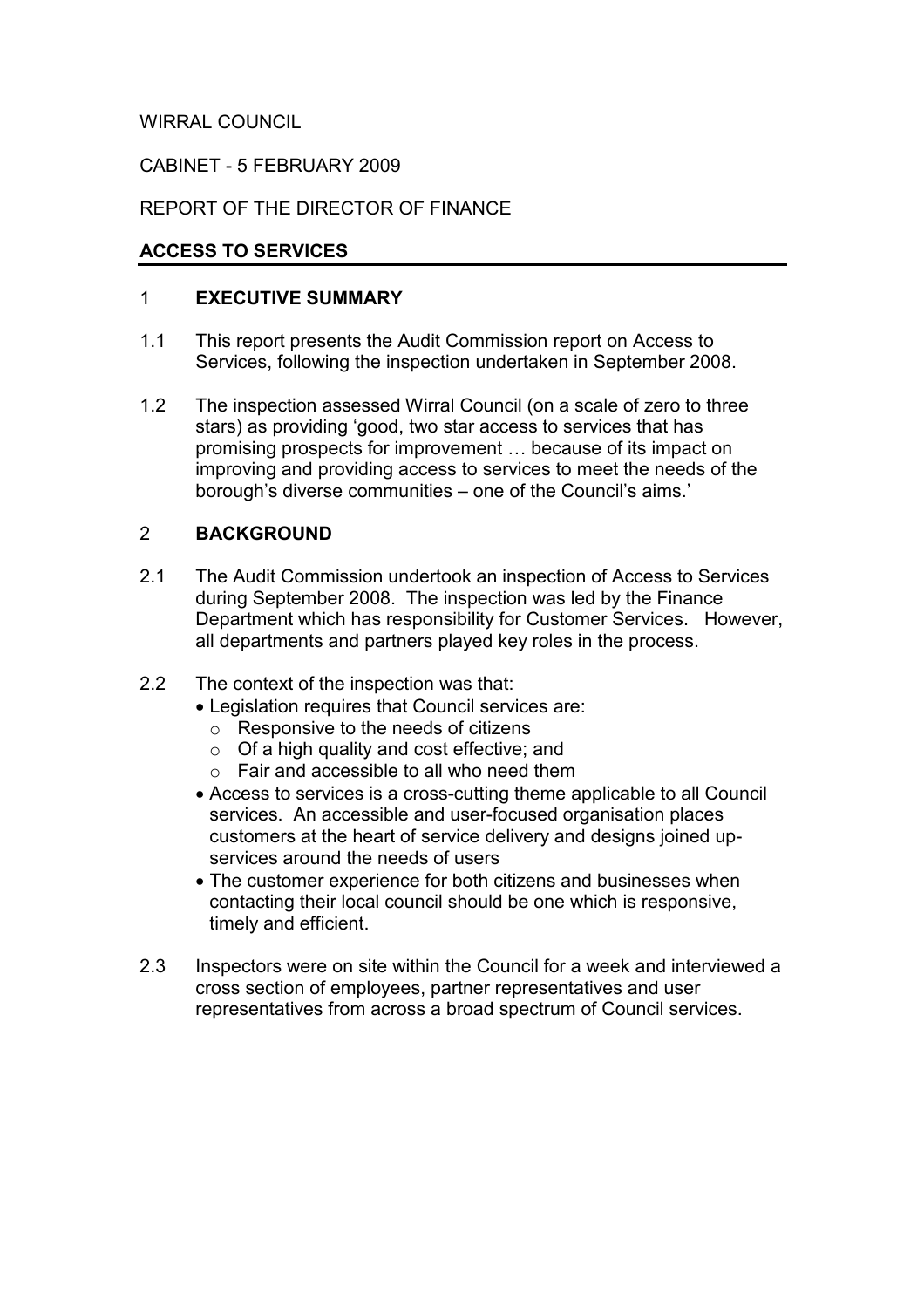WIRRAL COUNCIL

CABINET - 5 FEBRUARY 2009

REPORT OF THE DIRECTOR OF FINANCE

## ACCESS TO SERVICES

### 1 EXECUTIVE SUMMARY

1.1 This report presents the Audit Commission report on Access to Services, following the inspection undertaken in September 2008.

1.2 The inspection assessed Wirral Council (on a scale of zero to three stars) as providing 'good, two star access to services that has promising prospects for improvement … because of its impact on improving and providing access to services to meet the needs of the borough's diverse communities – one of the Council's aims.'

### 2 BACKGROUND

2.1 The Audit Commission undertook an inspection of Access to Services during September 2008. The inspection was led by the Finance Department which has responsibility for Customer Services. However, all departments and partners played key roles in the process.

2.2 The context of the inspection was that:

- Legislation requires that Council services are:
  - Responsive to the needs of citizens
  - Of a high quality and cost effective; and
  - Fair and accessible to all who need them
- Access to services is a cross-cutting theme applicable to all Council services. An accessible and user-focused organisation places customers at the heart of service delivery and designs joined up-services around the needs of users
- The customer experience for both citizens and businesses when contacting their local council should be one which is responsive, timely and efficient.

2.3 Inspectors were on site within the Council for a week and interviewed a cross section of employees, partner representatives and user representatives from across a broad spectrum of Council services.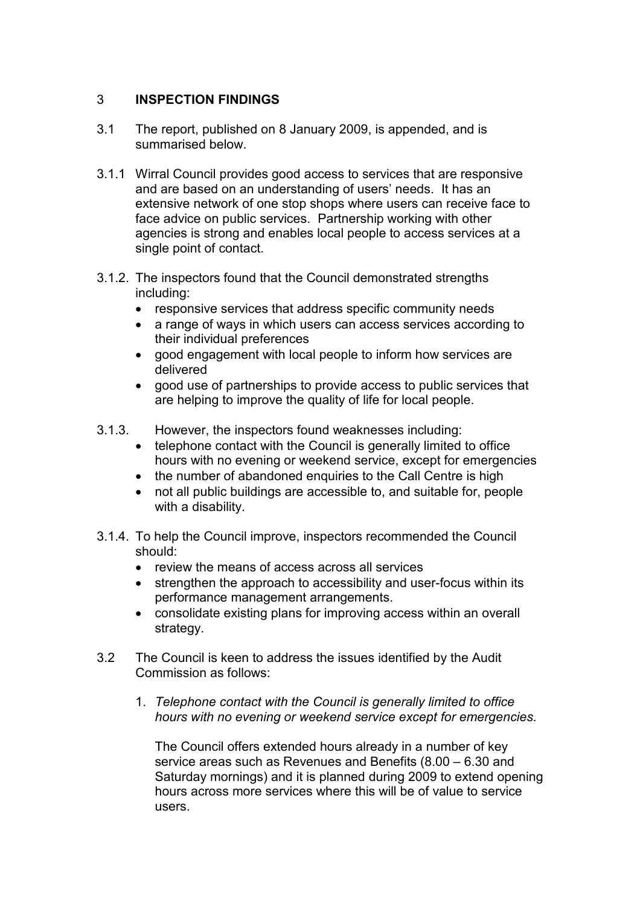## 3 INSPECTION FINDINGS

3.1 The report, published on 8 January 2009, is appended, and is summarised below.

3.1.1 Wirral Council provides good access to services that are responsive and are based on an understanding of users' needs. It has an extensive network of one stop shops where users can receive face to face advice on public services. Partnership working with other agencies is strong and enables local people to access services at a single point of contact.

3.1.2. The inspectors found that the Council demonstrated strengths including:

- responsive services that address specific community needs
- a range of ways in which users can access services according to their individual preferences
- good engagement with local people to inform how services are delivered
- good use of partnerships to provide access to public services that are helping to improve the quality of life for local people.

3.1.3. However, the inspectors found weaknesses including:

- telephone contact with the Council is generally limited to office hours with no evening or weekend service, except for emergencies
- the number of abandoned enquiries to the Call Centre is high
- not all public buildings are accessible to, and suitable for, people with a disability.

3.1.4. To help the Council improve, inspectors recommended the Council should:

- review the means of access across all services
- strengthen the approach to accessibility and user-focus within its performance management arrangements.
- consolidate existing plans for improving access within an overall strategy.

3.2 The Council is keen to address the issues identified by the Audit Commission as follows:

1. *Telephone contact with the Council is generally limited to office hours with no evening or weekend service except for emergencies.*

   The Council offers extended hours already in a number of key service areas such as Revenues and Benefits (8.00 – 6.30 and Saturday mornings) and it is planned during 2009 to extend opening hours across more services where this will be of value to service users.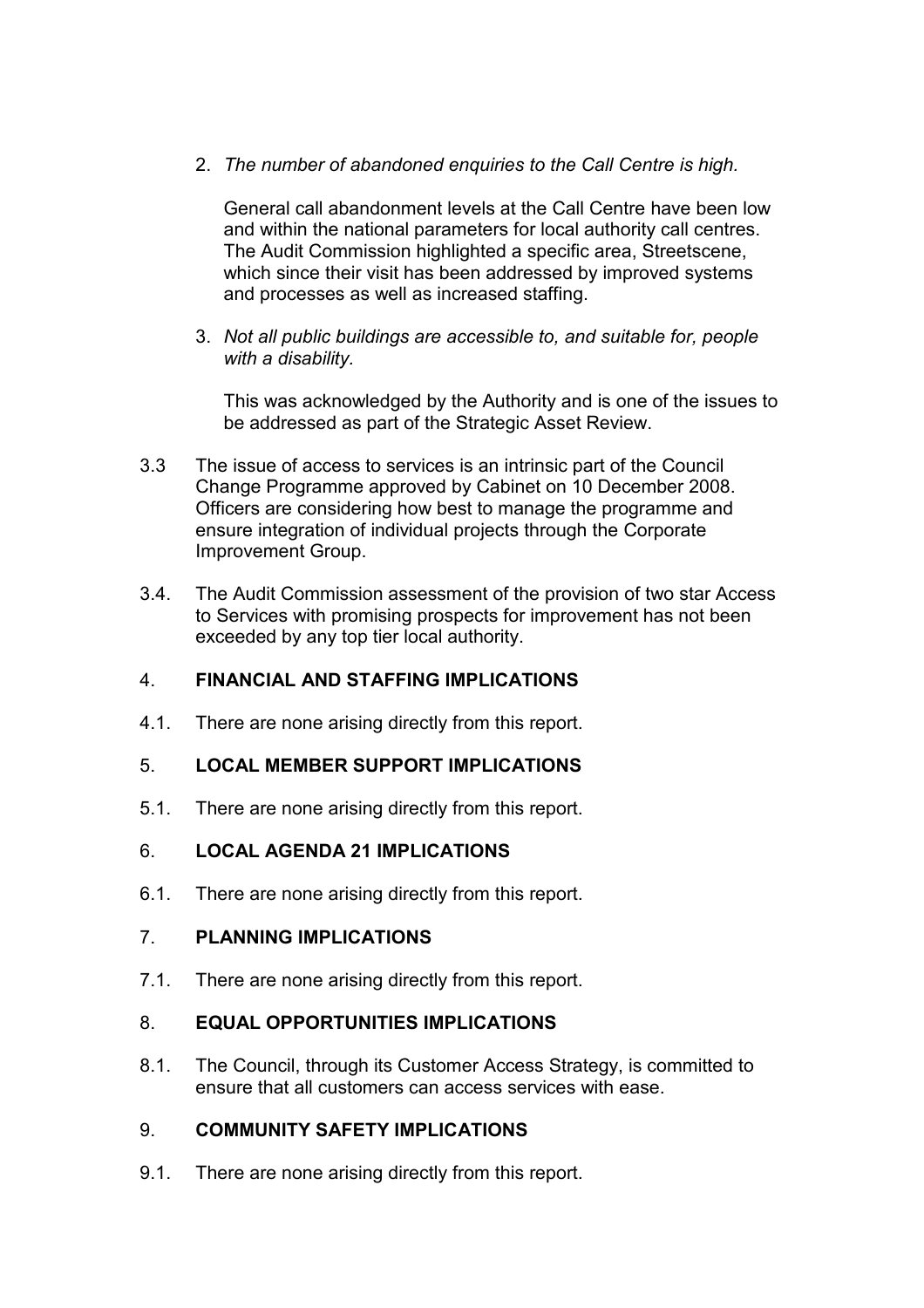2. *The number of abandoned enquiries to the Call Centre is high.*

   General call abandonment levels at the Call Centre have been low and within the national parameters for local authority call centres. The Audit Commission highlighted a specific area, Streetscene, which since their visit has been addressed by improved systems and processes as well as increased staffing.

3. *Not all public buildings are accessible to, and suitable for, people with a disability.*

   This was acknowledged by the Authority and is one of the issues to be addressed as part of the Strategic Asset Review.

3.3 The issue of access to services is an intrinsic part of the Council Change Programme approved by Cabinet on 10 December 2008. Officers are considering how best to manage the programme and ensure integration of individual projects through the Corporate Improvement Group.

3.4. The Audit Commission assessment of the provision of two star Access to Services with promising prospects for improvement has not been exceeded by any top tier local authority.

## 4. FINANCIAL AND STAFFING IMPLICATIONS

4.1. There are none arising directly from this report.

## 5. LOCAL MEMBER SUPPORT IMPLICATIONS

5.1. There are none arising directly from this report.

## 6. LOCAL AGENDA 21 IMPLICATIONS

6.1. There are none arising directly from this report.

## 7. PLANNING IMPLICATIONS

7.1. There are none arising directly from this report.

## 8. EQUAL OPPORTUNITIES IMPLICATIONS

8.1. The Council, through its Customer Access Strategy, is committed to ensure that all customers can access services with ease.

## 9. COMMUNITY SAFETY IMPLICATIONS

9.1. There are none arising directly from this report.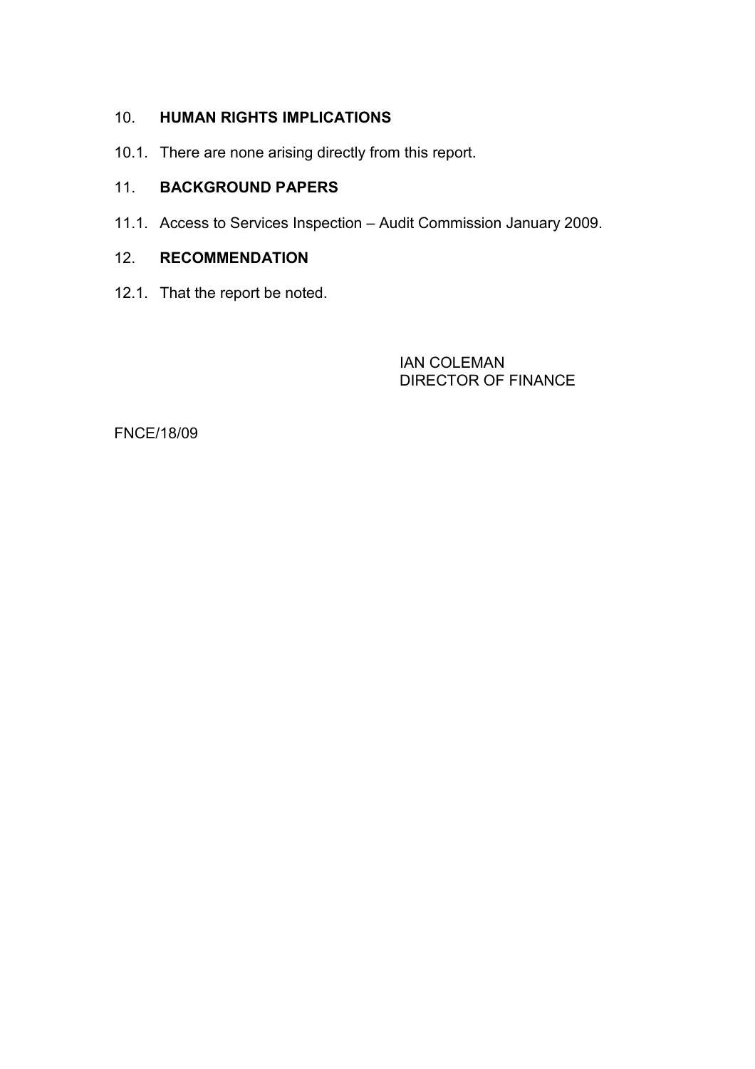## 10. HUMAN RIGHTS IMPLICATIONS

10.1. There are none arising directly from this report.

## 11. BACKGROUND PAPERS

11.1. Access to Services Inspection – Audit Commission January 2009.

## 12. RECOMMENDATION

12.1. That the report be noted.

IAN COLEMAN
DIRECTOR OF FINANCE

FNCE/18/09